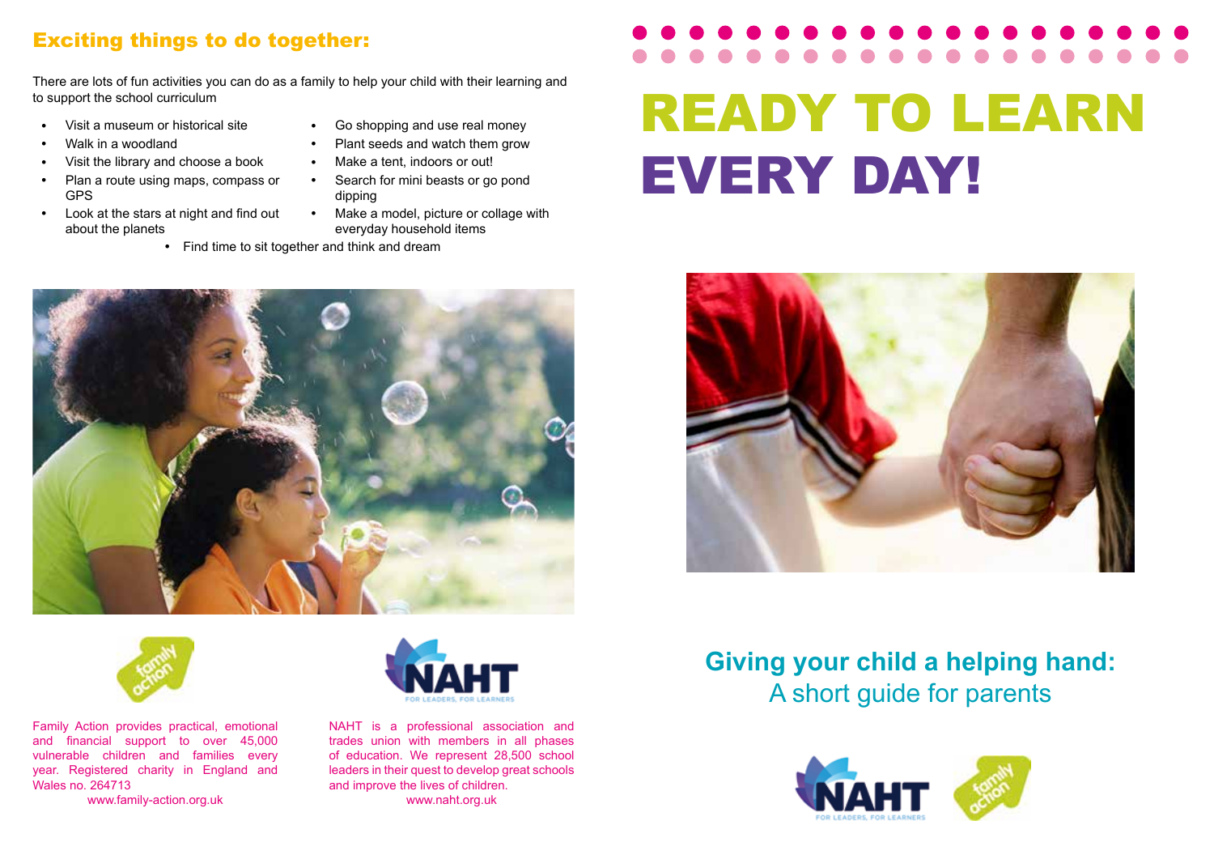## Exciting things to do together:

There are lots of fun activities you can do as a family to help your child with their learning and to support the school curriculum

- Visit a museum or historical site
- Walk in a woodland
- Visit the library and choose a book
- Plan a route using maps, compass or GPS
- Look at the stars at night and find out about the planets
- Go shopping and use real money
- Plant seeds and watch them grow
- Make a tent, indoors or out!
- Search for mini beasts or go pond dipping
- Make a model, picture or collage with everyday household items
- Find time to sit together and think and dream

Family Action provides practical, emotional and financial support to over 45,000 vulnerable children and families every year. Registered charity in England and Wales no. 264713
www.family-action.org.uk

NAHT is a professional association and trades union with members in all phases of education. We represent 28,500 school leaders in their quest to develop great schools and improve the lives of children.
www.naht.org.uk

# READY TO LEARN EVERY DAY!

## Giving your child a helping hand:

A short guide for parents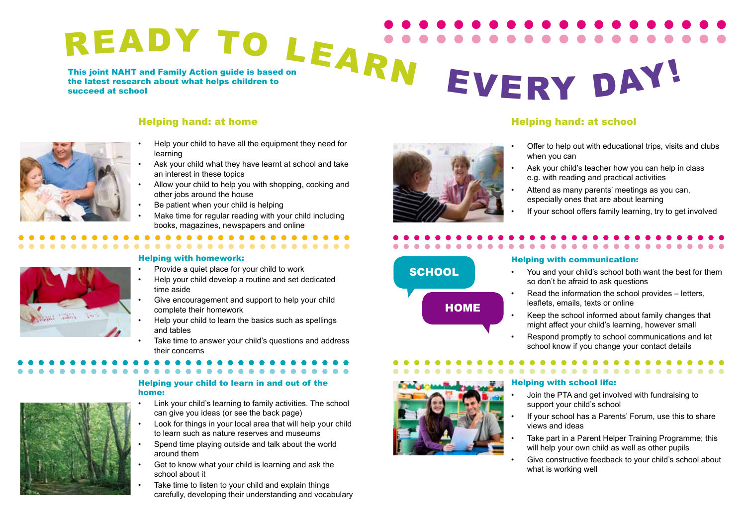# READY TO LEARN EVERY DAY!

**This joint NAHT and Family Action guide is based on the latest research about what helps children to succeed at school**

## Helping hand: at home

- Help your child to have all the equipment they need for learning
- Ask your child what they have learnt at school and take an interest in these topics
- Allow your child to help you with shopping, cooking and other jobs around the house
- Be patient when your child is helping
- Make time for regular reading with your child including books, magazines, newspapers and online

### Helping with homework:

- Provide a quiet place for your child to work
- Help your child develop a routine and set dedicated time aside
- Give encouragement and support to help your child complete their homework
- Help your child to learn the basics such as spellings and tables
- Take time to answer your child's questions and address their concerns

### Helping your child to learn in and out of the home:

- Link your child's learning to family activities. The school can give you ideas (or see the back page)
- Look for things in your local area that will help your child to learn such as nature reserves and museums
- Spend time playing outside and talk about the world around them
- Get to know what your child is learning and ask the school about it
- Take time to listen to your child and explain things carefully, developing their understanding and vocabulary

## Helping hand: at school

- Offer to help out with educational trips, visits and clubs when you can
- Ask your child's teacher how you can help in class e.g. with reading and practical activities
- Attend as many parents' meetings as you can, especially ones that are about learning
- If your school offers family learning, try to get involved

SCHOOL

HOME

### Helping with communication:

- You and your child's school both want the best for them so don't be afraid to ask questions
- Read the information the school provides – letters, leaflets, emails, texts or online
- Keep the school informed about family changes that might affect your child's learning, however small
- Respond promptly to school communications and let school know if you change your contact details

### Helping with school life:

- Join the PTA and get involved with fundraising to support your child's school
- If your school has a Parents' Forum, use this to share views and ideas
- Take part in a Parent Helper Training Programme; this will help your own child as well as other pupils
- Give constructive feedback to your child's school about what is working well